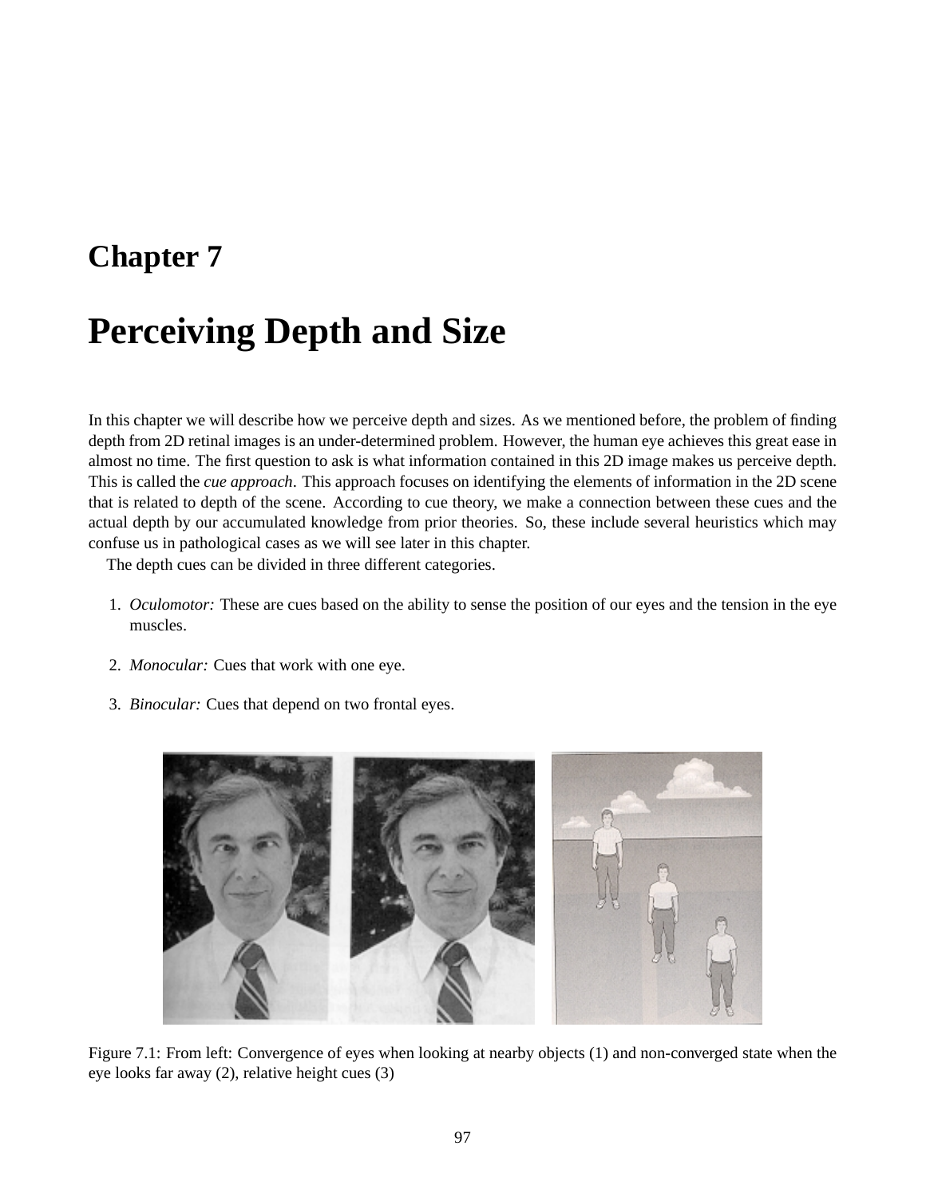# Chapter 7

# Perceiving Depth and Size

In this chapter we will describe how we perceive depth and sizes. As we mentioned before, the problem of finding depth from 2D retinal images is an under-determined problem. However, the human eye achieves this great ease in almost no time. The first question to ask is what information contained in this 2D image makes us perceive depth. This is called the *cue approach*. This approach focuses on identifying the elements of information in the 2D scene that is related to depth of the scene. According to cue theory, we make a connection between these cues and the actual depth by our accumulated knowledge from prior theories. So, these include several heuristics which may confuse us in pathological cases as we will see later in this chapter.

The depth cues can be divided in three different categories.

1. *Oculomotor:* These are cues based on the ability to sense the position of our eyes and the tension in the eye muscles.

2. *Monocular:* Cues that work with one eye.

3. *Binocular:* Cues that depend on two frontal eyes.

Figure 7.1: From left: Convergence of eyes when looking at nearby objects (1) and non-converged state when the eye looks far away (2), relative height cues (3)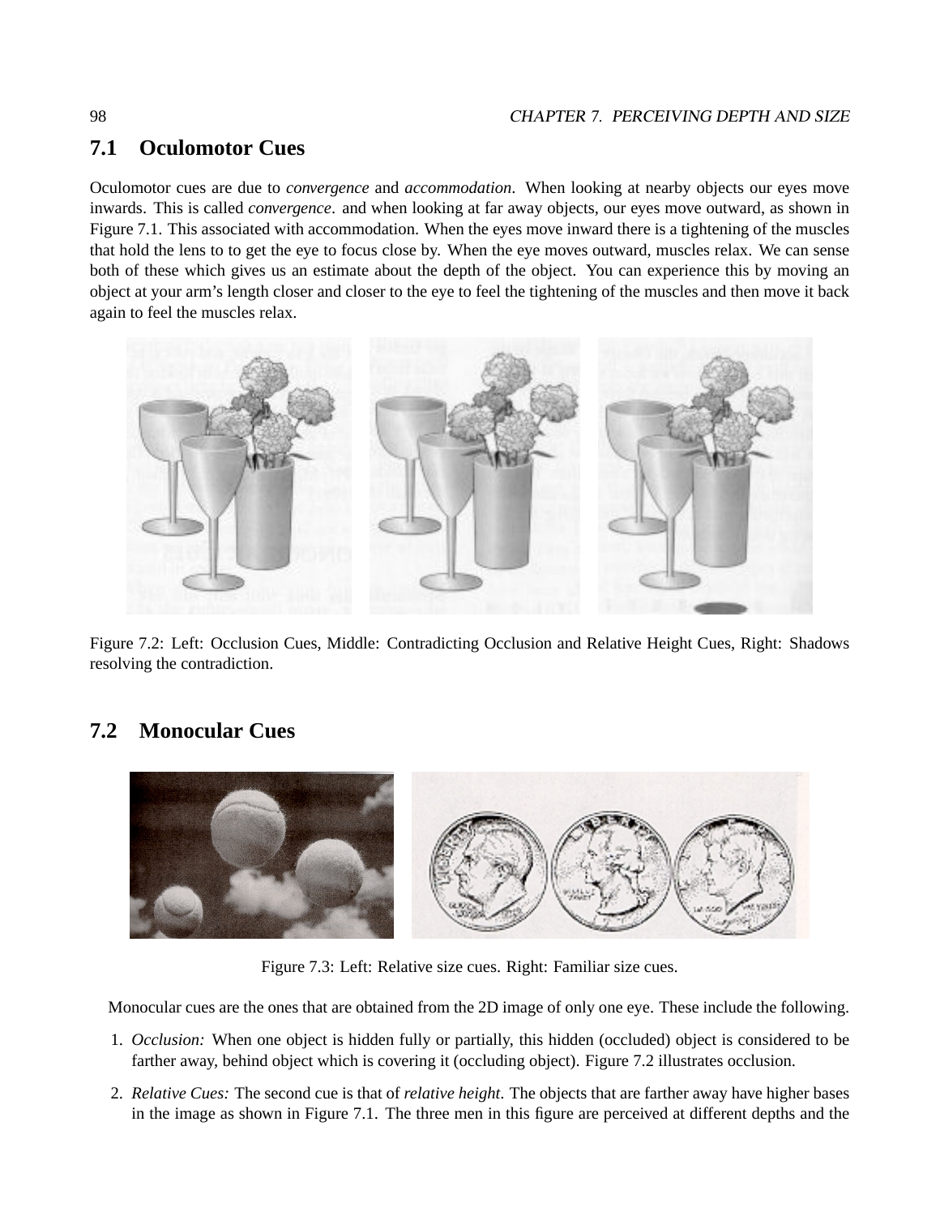## 7.1 Oculomotor Cues

Oculomotor cues are due to *convergence* and *accommodation*. When looking at nearby objects our eyes move inwards. This is called *convergence*. and when looking at far away objects, our eyes move outward, as shown in Figure 7.1. This associated with accommodation. When the eyes move inward there is a tightening of the muscles that hold the lens to to get the eye to focus close by. When the eye moves outward, muscles relax. We can sense both of these which gives us an estimate about the depth of the object. You can experience this by moving an object at your arm's length closer and closer to the eye to feel the tightening of the muscles and then move it back again to feel the muscles relax.

Figure 7.2: Left: Occlusion Cues, Middle: Contradicting Occlusion and Relative Height Cues, Right: Shadows resolving the contradiction.

## 7.2 Monocular Cues

Figure 7.3: Left: Relative size cues. Right: Familiar size cues.

Monocular cues are the ones that are obtained from the 2D image of only one eye. These include the following.

1. *Occlusion:* When one object is hidden fully or partially, this hidden (occluded) object is considered to be farther away, behind object which is covering it (occluding object). Figure 7.2 illustrates occlusion.
2. *Relative Cues:* The second cue is that of *relative height*. The objects that are farther away have higher bases in the image as shown in Figure 7.1. The three men in this figure are perceived at different depths and the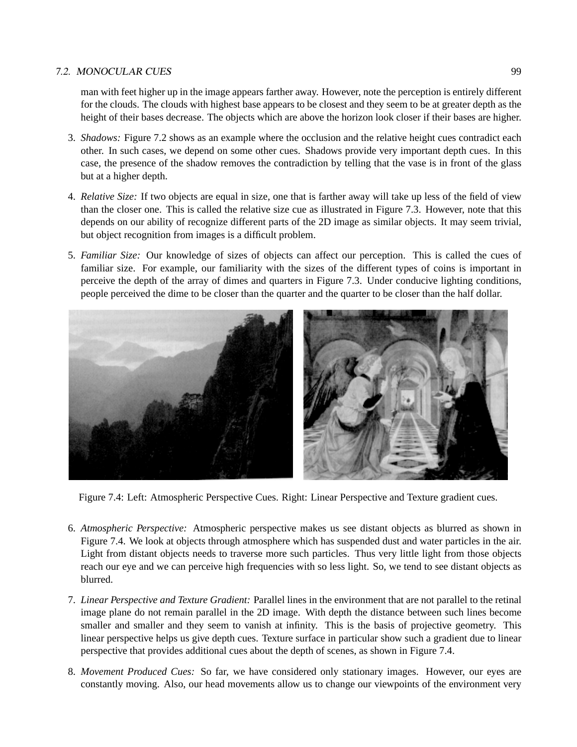man with feet higher up in the image appears farther away. However, note the perception is entirely different for the clouds. The clouds with highest base appears to be closest and they seem to be at greater depth as the height of their bases decrease. The objects which are above the horizon look closer if their bases are higher.

3. *Shadows:* Figure 7.2 shows as an example where the occlusion and the relative height cues contradict each other. In such cases, we depend on some other cues. Shadows provide very important depth cues. In this case, the presence of the shadow removes the contradiction by telling that the vase is in front of the glass but at a higher depth.

4. *Relative Size:* If two objects are equal in size, one that is farther away will take up less of the field of view than the closer one. This is called the relative size cue as illustrated in Figure 7.3. However, note that this depends on our ability of recognize different parts of the 2D image as similar objects. It may seem trivial, but object recognition from images is a difficult problem.

5. *Familiar Size:* Our knowledge of sizes of objects can affect our perception. This is called the cues of familiar size. For example, our familiarity with the sizes of the different types of coins is important in perceive the depth of the array of dimes and quarters in Figure 7.3. Under conducive lighting conditions, people perceived the dime to be closer than the quarter and the quarter to be closer than the half dollar.

Figure 7.4: Left: Atmospheric Perspective Cues. Right: Linear Perspective and Texture gradient cues.

6. *Atmospheric Perspective:* Atmospheric perspective makes us see distant objects as blurred as shown in Figure 7.4. We look at objects through atmosphere which has suspended dust and water particles in the air. Light from distant objects needs to traverse more such particles. Thus very little light from those objects reach our eye and we can perceive high frequencies with so less light. So, we tend to see distant objects as blurred.

7. *Linear Perspective and Texture Gradient:* Parallel lines in the environment that are not parallel to the retinal image plane do not remain parallel in the 2D image. With depth the distance between such lines become smaller and smaller and they seem to vanish at infinity. This is the basis of projective geometry. This linear perspective helps us give depth cues. Texture surface in particular show such a gradient due to linear perspective that provides additional cues about the depth of scenes, as shown in Figure 7.4.

8. *Movement Produced Cues:* So far, we have considered only stationary images. However, our eyes are constantly moving. Also, our head movements allow us to change our viewpoints of the environment very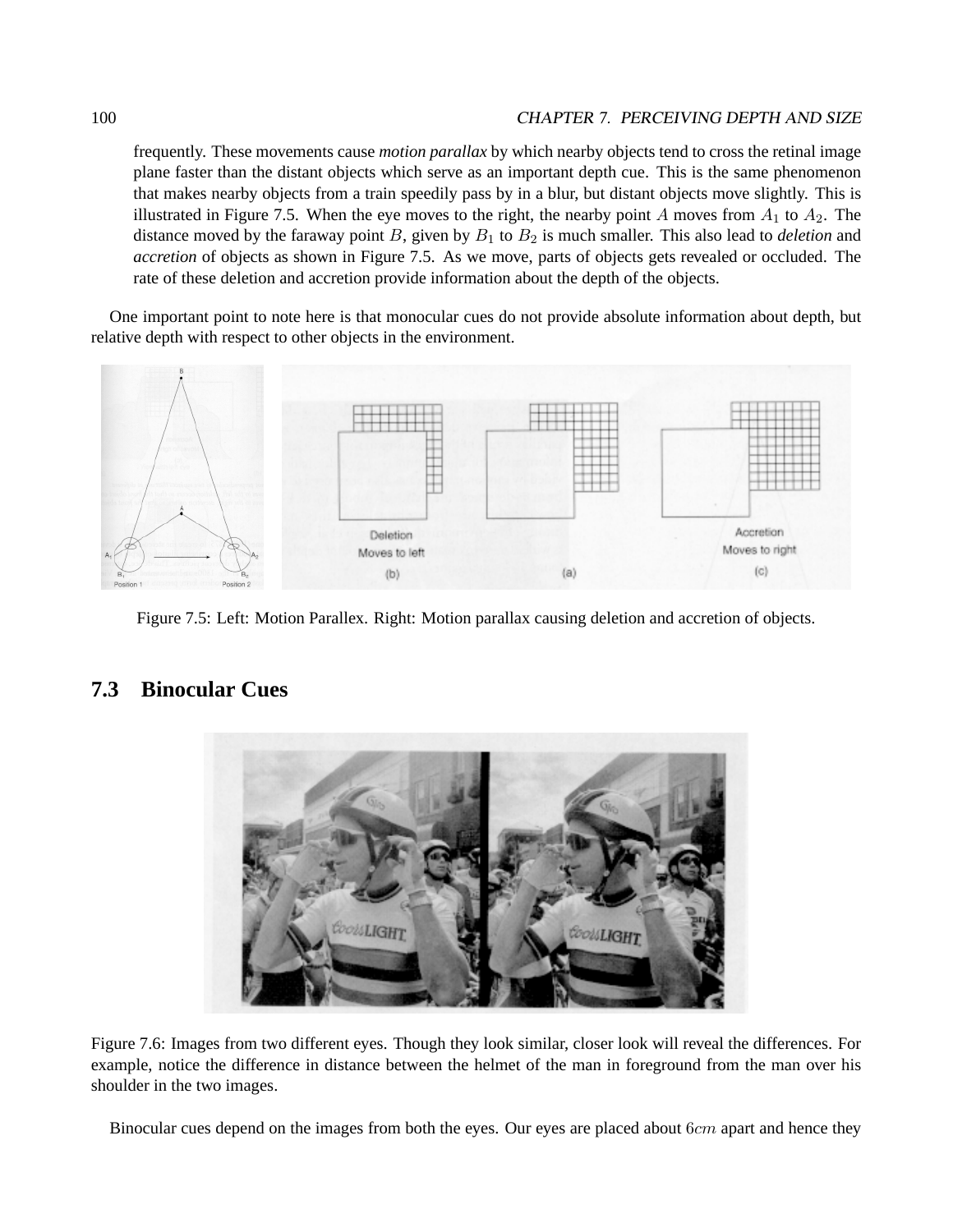frequently. These movements cause *motion parallax* by which nearby objects tend to cross the retinal image plane faster than the distant objects which serve as an important depth cue. This is the same phenomenon that makes nearby objects from a train speedily pass by in a blur, but distant objects move slightly. This is illustrated in Figure 7.5. When the eye moves to the right, the nearby point $A$ moves from $A_1$ to $A_2$. The distance moved by the faraway point $B$, given by $B_1$ to $B_2$ is much smaller. This also lead to *deletion* and *accretion* of objects as shown in Figure 7.5. As we move, parts of objects gets revealed or occluded. The rate of these deletion and accretion provide information about the depth of the objects.

One important point to note here is that monocular cues do not provide absolute information about depth, but relative depth with respect to other objects in the environment.

Figure 7.5: Left: Motion Parallex. Right: Motion parallax causing deletion and accretion of objects.

## 7.3 Binocular Cues

Figure 7.6: Images from two different eyes. Though they look similar, closer look will reveal the differences. For example, notice the difference in distance between the helmet of the man in foreground from the man over his shoulder in the two images.

Binocular cues depend on the images from both the eyes. Our eyes are placed about $6cm$ apart and hence they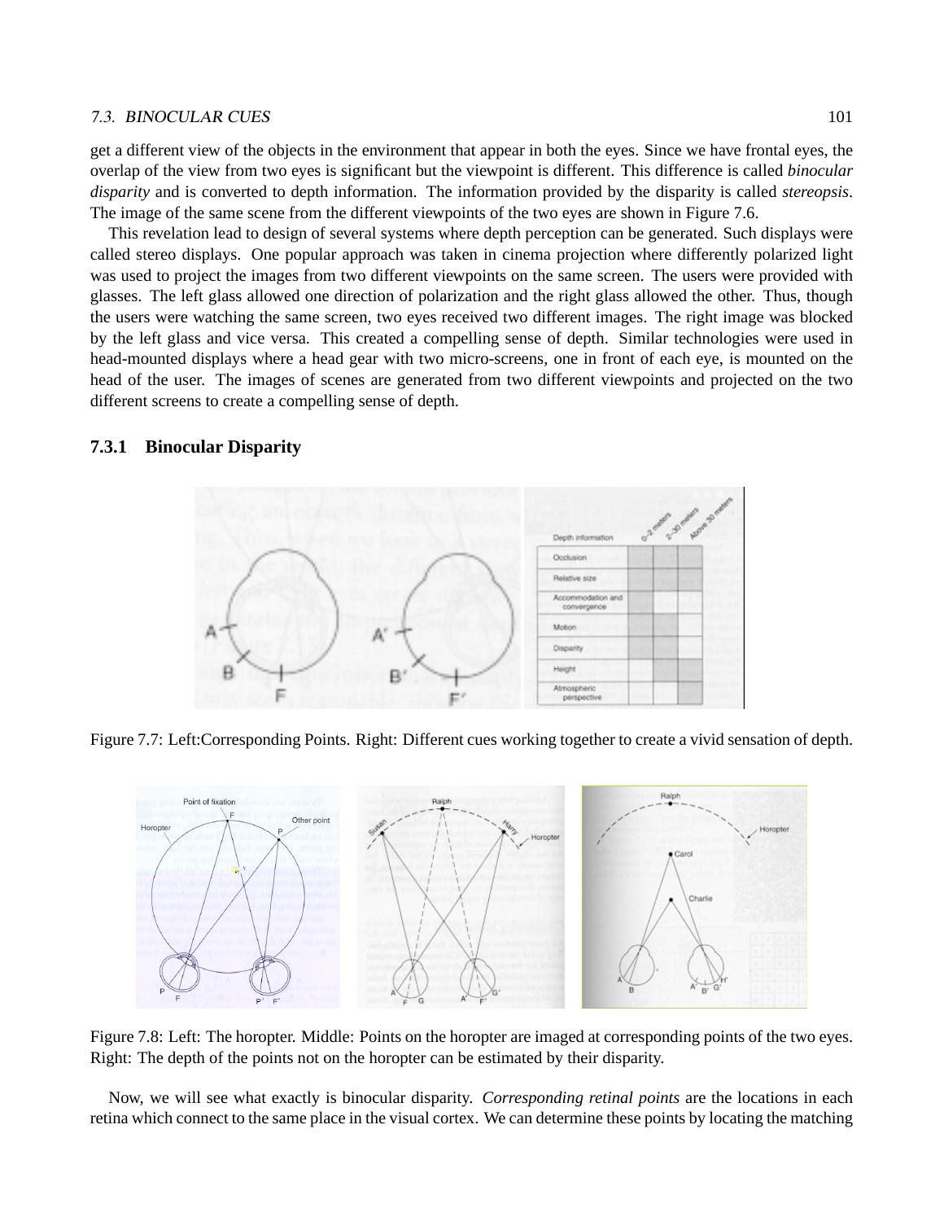get a different view of the objects in the environment that appear in both the eyes. Since we have frontal eyes, the overlap of the view from two eyes is significant but the viewpoint is different. This difference is called *binocular disparity* and is converted to depth information. The information provided by the disparity is called *stereopsis*. The image of the same scene from the different viewpoints of the two eyes are shown in Figure 7.6.

This revelation lead to design of several systems where depth perception can be generated. Such displays were called stereo displays. One popular approach was taken in cinema projection where differently polarized light was used to project the images from two different viewpoints on the same screen. The users were provided with glasses. The left glass allowed one direction of polarization and the right glass allowed the other. Thus, though the users were watching the same screen, two eyes received two different images. The right image was blocked by the left glass and vice versa. This created a compelling sense of depth. Similar technologies were used in head-mounted displays where a head gear with two micro-screens, one in front of each eye, is mounted on the head of the user. The images of scenes are generated from two different viewpoints and projected on the two different screens to create a compelling sense of depth.

### 7.3.1 Binocular Disparity

Figure 7.7: Left:Corresponding Points. Right: Different cues working together to create a vivid sensation of depth.

Figure 7.8: Left: The horopter. Middle: Points on the horopter are imaged at corresponding points of the two eyes. Right: The depth of the points not on the horopter can be estimated by their disparity.

Now, we will see what exactly is binocular disparity. *Corresponding retinal points* are the locations in each retina which connect to the same place in the visual cortex. We can determine these points by locating the matching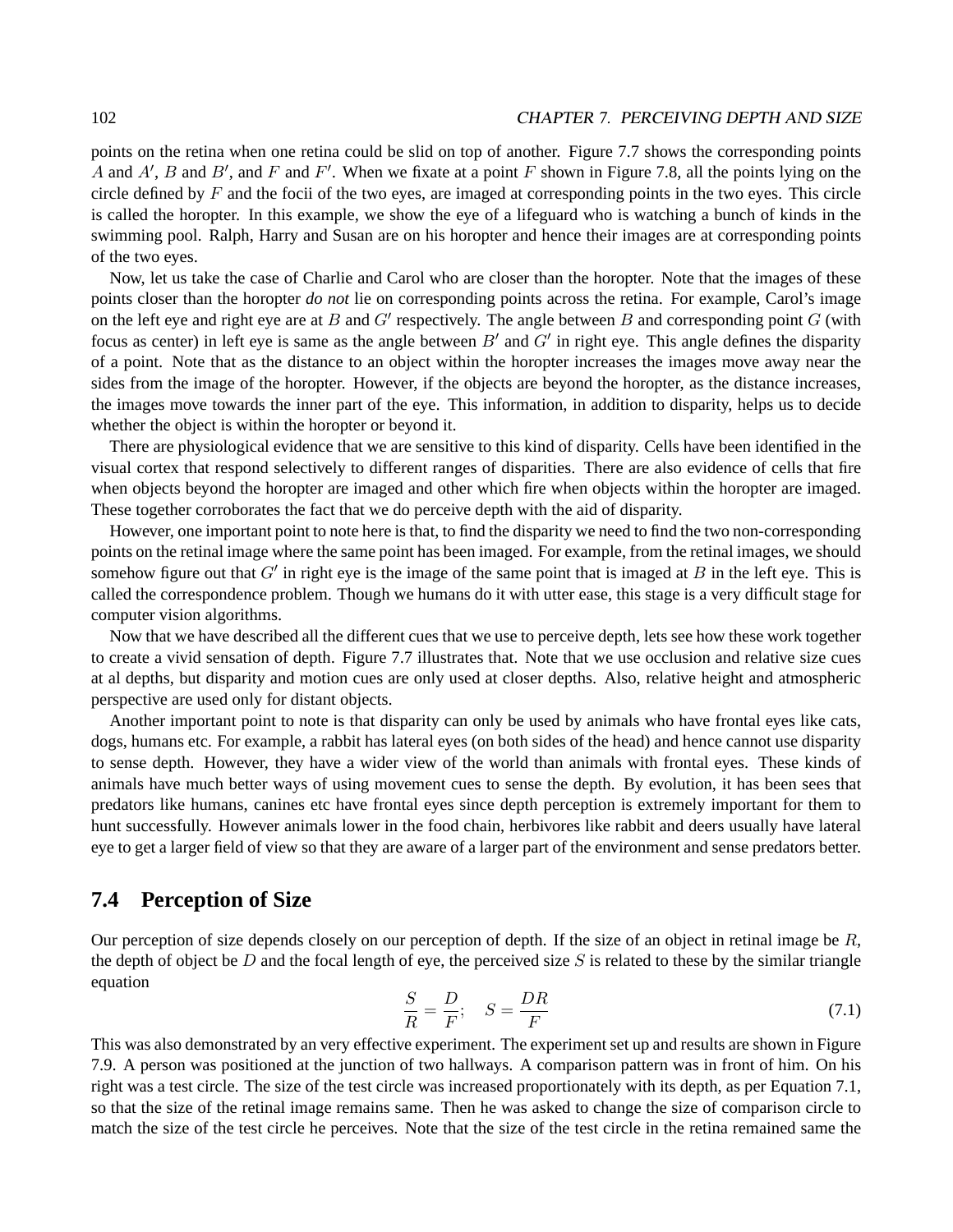points on the retina when one retina could be slid on top of another. Figure 7.7 shows the corresponding points $A$ and $A'$, $B$ and $B'$, and $F$ and $F'$. When we fixate at a point $F$ shown in Figure 7.8, all the points lying on the circle defined by $F$ and the focii of the two eyes, are imaged at corresponding points in the two eyes. This circle is called the horopter. In this example, we show the eye of a lifeguard who is watching a bunch of kinds in the swimming pool. Ralph, Harry and Susan are on his horopter and hence their images are at corresponding points of the two eyes.

Now, let us take the case of Charlie and Carol who are closer than the horopter. Note that the images of these points closer than the horopter *do not* lie on corresponding points across the retina. For example, Carol's image on the left eye and right eye are at $B$ and $G'$ respectively. The angle between $B$ and corresponding point $G$ (with focus as center) in left eye is same as the angle between $B'$ and $G'$ in right eye. This angle defines the disparity of a point. Note that as the distance to an object within the horopter increases the images move away near the sides from the image of the horopter. However, if the objects are beyond the horopter, as the distance increases, the images move towards the inner part of the eye. This information, in addition to disparity, helps us to decide whether the object is within the horopter or beyond it.

There are physiological evidence that we are sensitive to this kind of disparity. Cells have been identified in the visual cortex that respond selectively to different ranges of disparities. There are also evidence of cells that fire when objects beyond the horopter are imaged and other which fire when objects within the horopter are imaged. These together corroborates the fact that we do perceive depth with the aid of disparity.

However, one important point to note here is that, to find the disparity we need to find the two non-corresponding points on the retinal image where the same point has been imaged. For example, from the retinal images, we should somehow figure out that $G'$ in right eye is the image of the same point that is imaged at $B$ in the left eye. This is called the correspondence problem. Though we humans do it with utter ease, this stage is a very difficult stage for computer vision algorithms.

Now that we have described all the different cues that we use to perceive depth, lets see how these work together to create a vivid sensation of depth. Figure 7.7 illustrates that. Note that we use occlusion and relative size cues at al depths, but disparity and motion cues are only used at closer depths. Also, relative height and atmospheric perspective are used only for distant objects.

Another important point to note is that disparity can only be used by animals who have frontal eyes like cats, dogs, humans etc. For example, a rabbit has lateral eyes (on both sides of the head) and hence cannot use disparity to sense depth. However, they have a wider view of the world than animals with frontal eyes. These kinds of animals have much better ways of using movement cues to sense the depth. By evolution, it has been sees that predators like humans, canines etc have frontal eyes since depth perception is extremely important for them to hunt successfully. However animals lower in the food chain, herbivores like rabbit and deers usually have lateral eye to get a larger field of view so that they are aware of a larger part of the environment and sense predators better.

## 7.4 Perception of Size

Our perception of size depends closely on our perception of depth. If the size of an object in retinal image be $R$, the depth of object be $D$ and the focal length of eye, the perceived size $S$ is related to these by the similar triangle equation

$$\frac{S}{R} = \frac{D}{F}; \quad S = \frac{DR}{F} \tag{7.1}$$

This was also demonstrated by an very effective experiment. The experiment set up and results are shown in Figure 7.9. A person was positioned at the junction of two hallways. A comparison pattern was in front of him. On his right was a test circle. The size of the test circle was increased proportionately with its depth, as per Equation 7.1, so that the size of the retinal image remains same. Then he was asked to change the size of comparison circle to match the size of the test circle he perceives. Note that the size of the test circle in the retina remained same the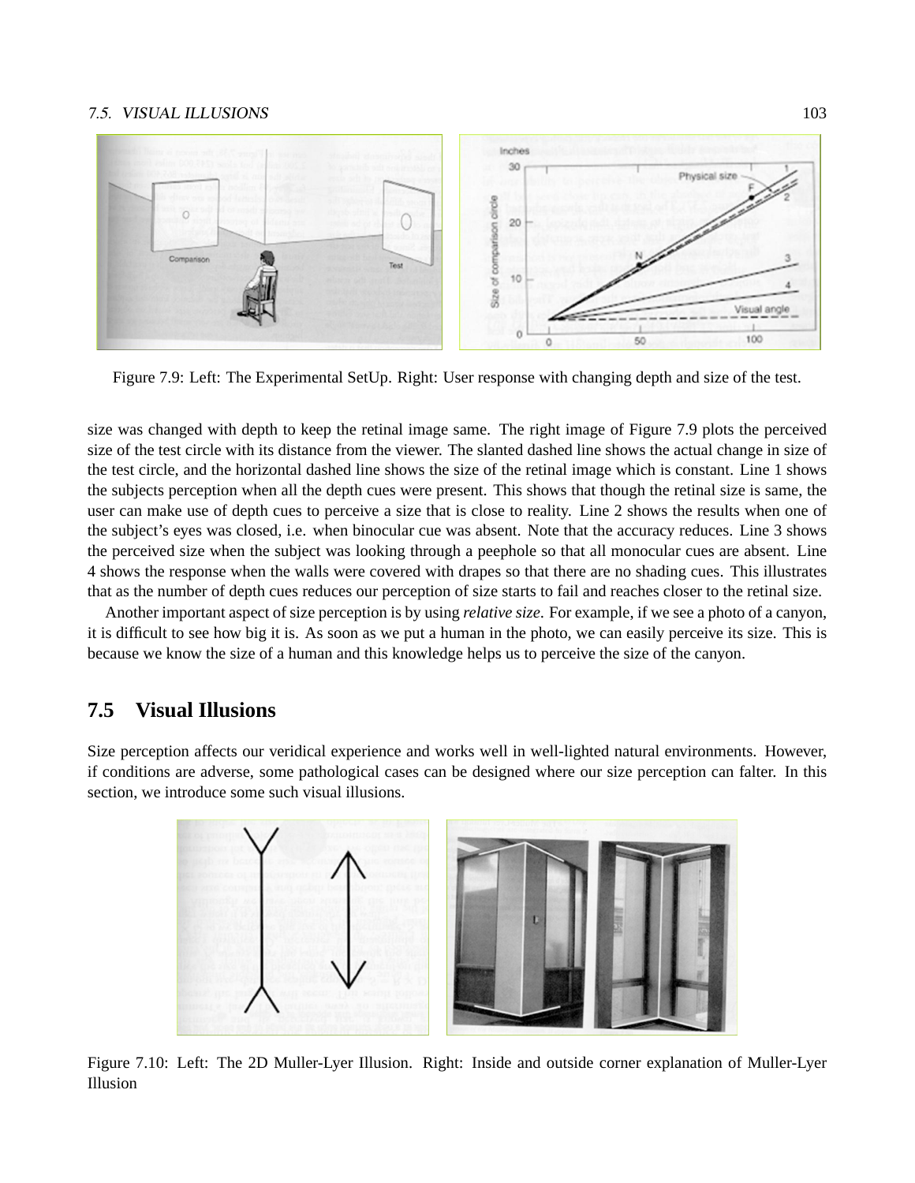Figure 7.9: Left: The Experimental SetUp. Right: User response with changing depth and size of the test.

size was changed with depth to keep the retinal image same. The right image of Figure 7.9 plots the perceived size of the test circle with its distance from the viewer. The slanted dashed line shows the actual change in size of the test circle, and the horizontal dashed line shows the size of the retinal image which is constant. Line 1 shows the subjects perception when all the depth cues were present. This shows that though the retinal size is same, the user can make use of depth cues to perceive a size that is close to reality. Line 2 shows the results when one of the subject's eyes was closed, i.e. when binocular cue was absent. Note that the accuracy reduces. Line 3 shows the perceived size when the subject was looking through a peephole so that all monocular cues are absent. Line 4 shows the response when the walls were covered with drapes so that there are no shading cues. This illustrates that as the number of depth cues reduces our perception of size starts to fail and reaches closer to the retinal size.

Another important aspect of size perception is by using *relative size*. For example, if we see a photo of a canyon, it is difficult to see how big it is. As soon as we put a human in the photo, we can easily perceive its size. This is because we know the size of a human and this knowledge helps us to perceive the size of the canyon.

## 7.5 Visual Illusions

Size perception affects our veridical experience and works well in well-lighted natural environments. However, if conditions are adverse, some pathological cases can be designed where our size perception can falter. In this section, we introduce some such visual illusions.

Figure 7.10: Left: The 2D Muller-Lyer Illusion. Right: Inside and outside corner explanation of Muller-Lyer Illusion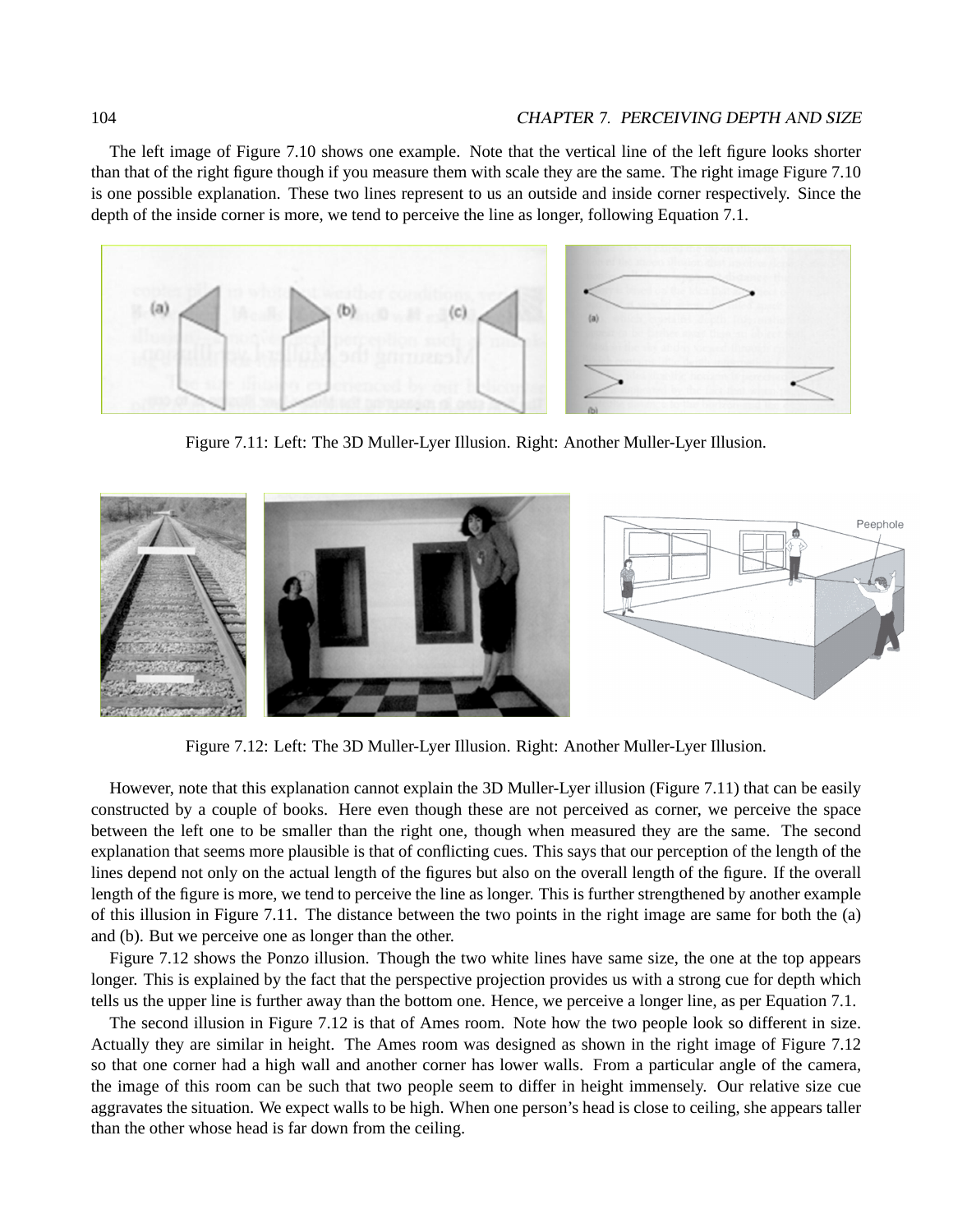The left image of Figure 7.10 shows one example. Note that the vertical line of the left figure looks shorter than that of the right figure though if you measure them with scale they are the same. The right image Figure 7.10 is one possible explanation. These two lines represent to us an outside and inside corner respectively. Since the depth of the inside corner is more, we tend to perceive the line as longer, following Equation 7.1.

Figure 7.11: Left: The 3D Muller-Lyer Illusion. Right: Another Muller-Lyer Illusion.

Figure 7.12: Left: The 3D Muller-Lyer Illusion. Right: Another Muller-Lyer Illusion.

However, note that this explanation cannot explain the 3D Muller-Lyer illusion (Figure 7.11) that can be easily constructed by a couple of books. Here even though these are not perceived as corner, we perceive the space between the left one to be smaller than the right one, though when measured they are the same. The second explanation that seems more plausible is that of conflicting cues. This says that our perception of the length of the lines depend not only on the actual length of the figures but also on the overall length of the figure. If the overall length of the figure is more, we tend to perceive the line as longer. This is further strengthened by another example of this illusion in Figure 7.11. The distance between the two points in the right image are same for both the (a) and (b). But we perceive one as longer than the other.

Figure 7.12 shows the Ponzo illusion. Though the two white lines have same size, the one at the top appears longer. This is explained by the fact that the perspective projection provides us with a strong cue for depth which tells us the upper line is further away than the bottom one. Hence, we perceive a longer line, as per Equation 7.1.

The second illusion in Figure 7.12 is that of Ames room. Note how the two people look so different in size. Actually they are similar in height. The Ames room was designed as shown in the right image of Figure 7.12 so that one corner had a high wall and another corner has lower walls. From a particular angle of the camera, the image of this room can be such that two people seem to differ in height immensely. Our relative size cue aggravates the situation. We expect walls to be high. When one person's head is close to ceiling, she appears taller than the other whose head is far down from the ceiling.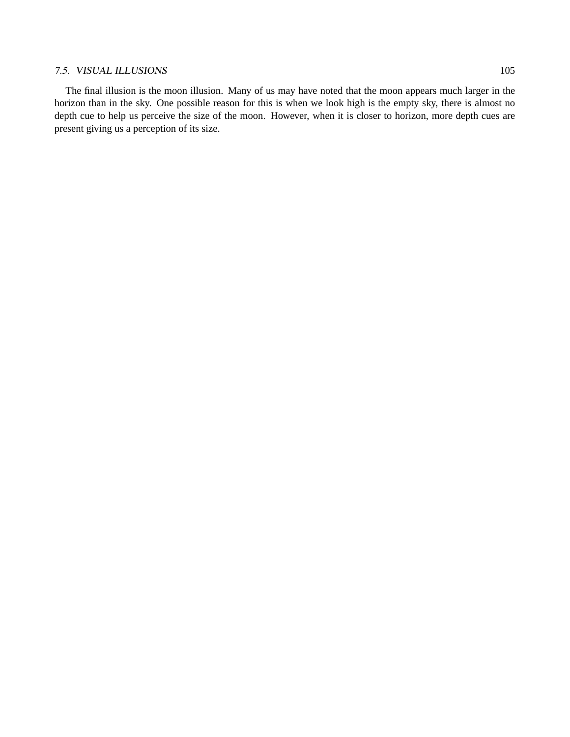The final illusion is the moon illusion. Many of us may have noted that the moon appears much larger in the horizon than in the sky. One possible reason for this is when we look high is the empty sky, there is almost no depth cue to help us perceive the size of the moon. However, when it is closer to horizon, more depth cues are present giving us a perception of its size.